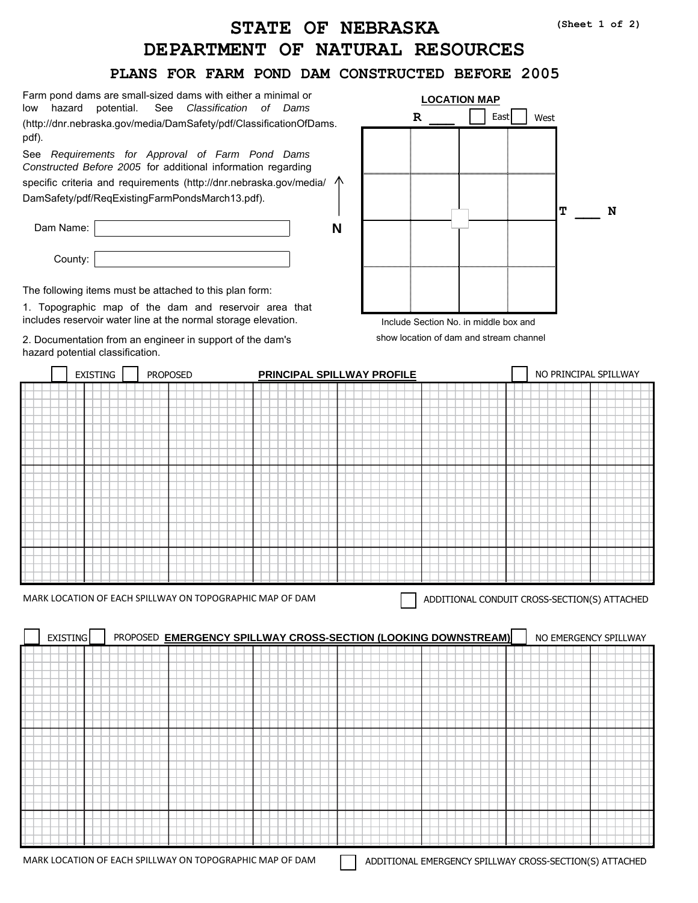# STATE OF NEBRASKA
# DEPARTMENT OF NATURAL RESOURCES
## PLANS FOR FARM POND DAM CONSTRUCTED BEFORE 2005

(Sheet 1 of 2)

Farm pond dams are small-sized dams with either a minimal or low hazard potential. See *Classification of Dams* (http://dnr.nebraska.gov/media/DamSafety/pdf/ClassificationOfDams.pdf).

See *Requirements for Approval of Farm Pond Dams Constructed Before 2005* for additional information regarding specific criteria and requirements (http://dnr.nebraska.gov/media/DamSafety/pdf/ReqExistingFarmPondsMarch13.pdf).

Dam Name: ____________________

County: ____________________

The following items must be attached to this plan form:

1. Topographic map of the dam and reservoir area that includes reservoir water line at the normal storage elevation.
2. Documentation from an engineer in support of the dam's hazard potential classification.

**LOCATION MAP**

R ___ ☐ East ☐ West

T ___ N

N

Include Section No. in middle box and show location of dam and stream channel

---

☐ EXISTING ☐ PROPOSED **PRINCIPAL SPILLWAY PROFILE** ☐ NO PRINCIPAL SPILLWAY

MARK LOCATION OF EACH SPILLWAY ON TOPOGRAPHIC MAP OF DAM

☐ ADDITIONAL CONDUIT CROSS-SECTION(S) ATTACHED

---

☐ EXISTING ☐ PROPOSED **EMERGENCY SPILLWAY CROSS-SECTION (LOOKING DOWNSTREAM)** ☐ NO EMERGENCY SPILLWAY

MARK LOCATION OF EACH SPILLWAY ON TOPOGRAPHIC MAP OF DAM

☐ ADDITIONAL EMERGENCY SPILLWAY CROSS-SECTION(S) ATTACHED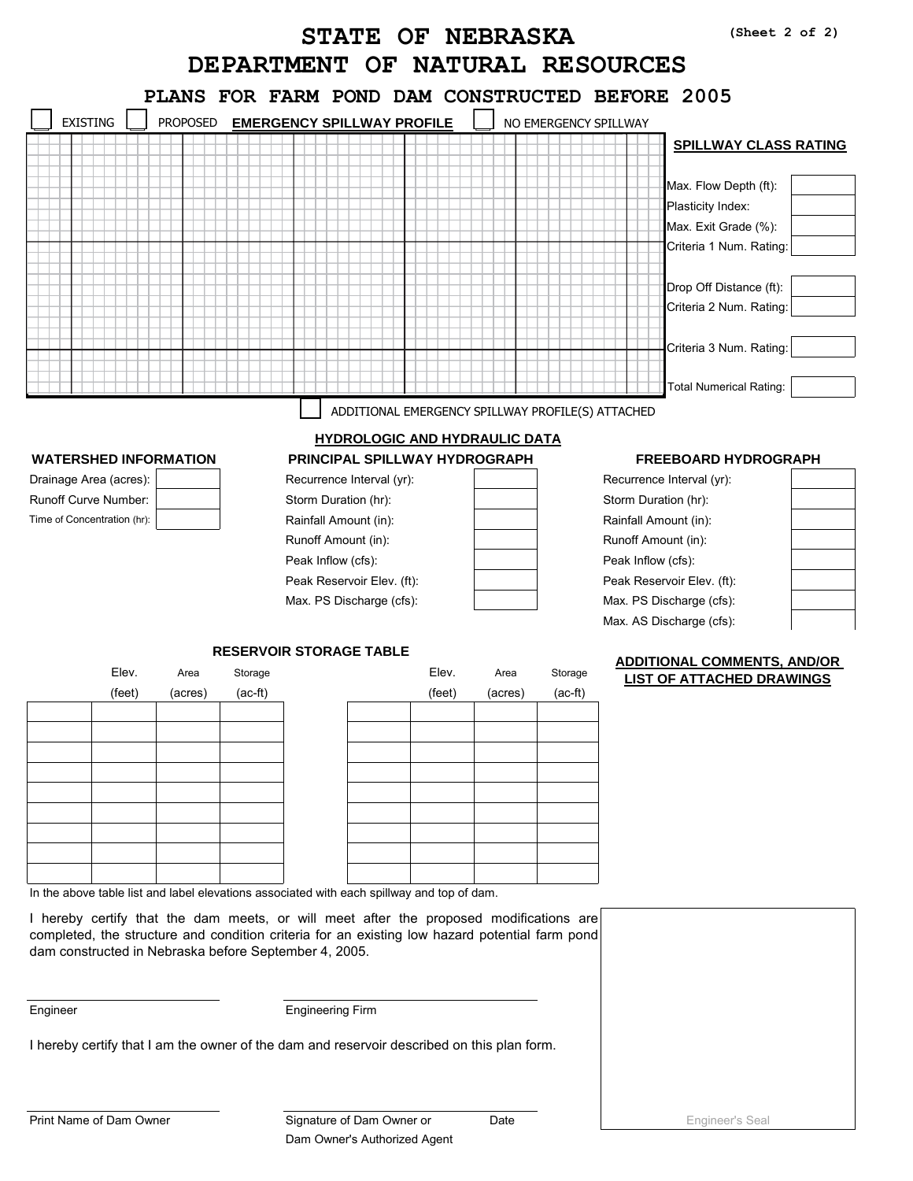# STATE OF NEBRASKA
# DEPARTMENT OF NATURAL RESOURCES

## PLANS FOR FARM POND DAM CONSTRUCTED BEFORE 2005

☐ EXISTING ☐ PROPOSED **EMERGENCY SPILLWAY PROFILE** ☐ NO EMERGENCY SPILLWAY

### SPILLWAY CLASS RATING

| | |
|---|---|
| Max. Flow Depth (ft): | |
| Plasticity Index: | |
| Max. Exit Grade (%): | |
| Criteria 1 Num. Rating: | |
| Drop Off Distance (ft): | |
| Criteria 2 Num. Rating: | |
| Criteria 3 Num. Rating: | |
| Total Numerical Rating: | |

☐ ADDITIONAL EMERGENCY SPILLWAY PROFILE(S) ATTACHED

## HYDROLOGIC AND HYDRAULIC DATA

### WATERSHED INFORMATION

| | |
|---|---|
| Drainage Area (acres): | |
| Runoff Curve Number: | |
| Time of Concentration (hr): | |

### PRINCIPAL SPILLWAY HYDROGRAPH

| | |
|---|---|
| Recurrence Interval (yr): | |
| Storm Duration (hr): | |
| Rainfall Amount (in): | |
| Runoff Amount (in): | |
| Peak Inflow (cfs): | |
| Peak Reservoir Elev. (ft): | |
| Max. PS Discharge (cfs): | |

### FREEBOARD HYDROGRAPH

| | |
|---|---|
| Recurrence Interval (yr): | |
| Storm Duration (hr): | |
| Rainfall Amount (in): | |
| Runoff Amount (in): | |
| Peak Inflow (cfs): | |
| Peak Reservoir Elev. (ft): | |
| Max. PS Discharge (cfs): | |
| Max. AS Discharge (cfs): | |

### RESERVOIR STORAGE TABLE

| | Elev. (feet) | Area (acres) | Storage (ac-ft) | | Elev. (feet) | Area (acres) | Storage (ac-ft) |
|---|---|---|---|---|---|---|---|
| | | | | | | | |
| | | | | | | | |
| | | | | | | | |
| | | | | | | | |
| | | | | | | | |
| | | | | | | | |
| | | | | | | | |
| | | | | | | | |
| | | | | | | | |

In the above table list and label elevations associated with each spillway and top of dam.

### ADDITIONAL COMMENTS, AND/OR LIST OF ATTACHED DRAWINGS

I hereby certify that the dam meets, or will meet after the proposed modifications are completed, the structure and condition criteria for an existing low hazard potential farm pond dam constructed in Nebraska before September 4, 2005.

Engineer ____________________ Engineering Firm ____________________

I hereby certify that I am the owner of the dam and reservoir described on this plan form.

Print Name of Dam Owner ____________________ Signature of Dam Owner or Dam Owner's Authorized Agent ____________________ Date __________

Engineer's Seal